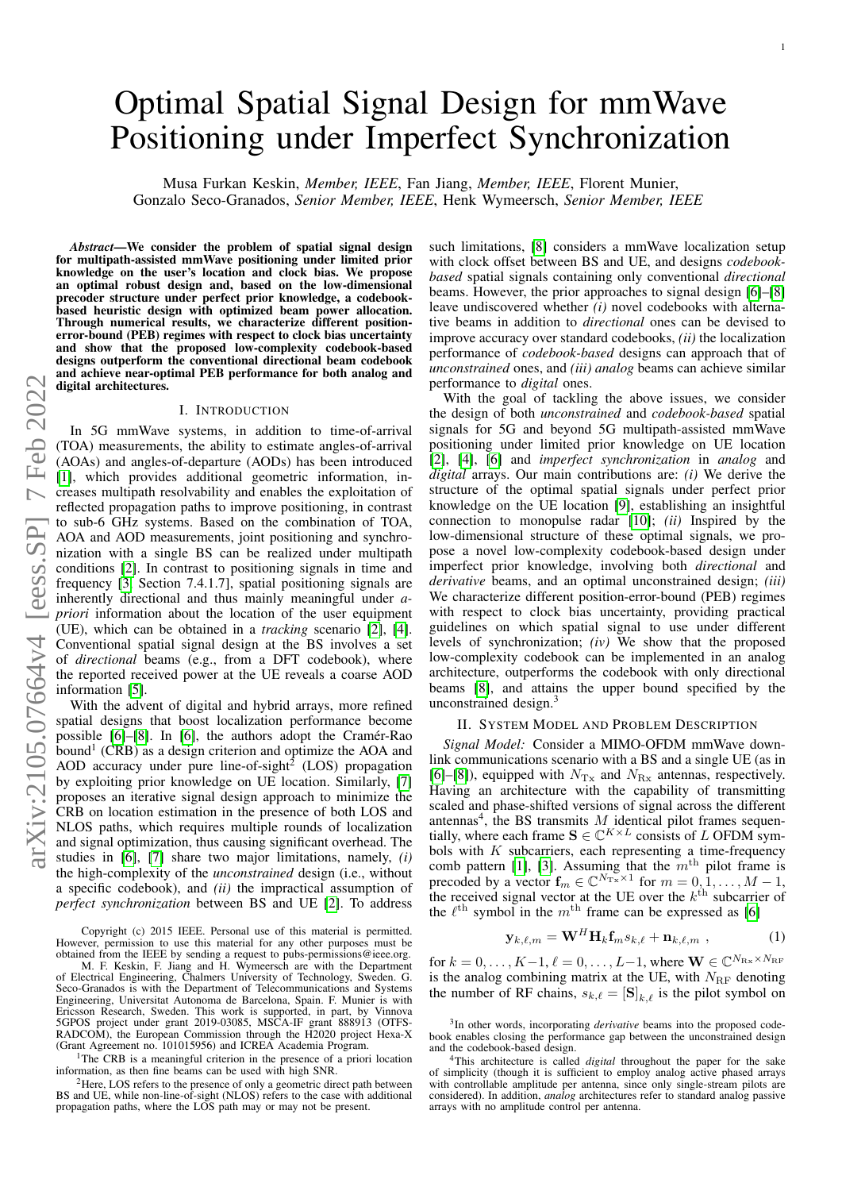# Optimal Spatial Signal Design for mmWave Positioning under Imperfect Synchronization

Musa Furkan Keskin, *Member, IEEE*, Fan Jiang, *Member, IEEE*, Florent Munier, Gonzalo Seco-Granados, *Senior Member, IEEE*, Henk Wymeersch, *Senior Member, IEEE*

***Abstract*—We consider the problem of spatial signal design for multipath-assisted mmWave positioning under limited prior knowledge on the user's location and clock bias. We propose an optimal robust design and, based on the low-dimensional precoder structure under perfect prior knowledge, a codebook-based heuristic design with optimized beam power allocation. Through numerical results, we characterize different position-error-bound (PEB) regimes with respect to clock bias uncertainty and show that the proposed low-complexity codebook-based designs outperform the conventional directional beam codebook and achieve near-optimal PEB performance for both analog and digital architectures.**

## I. Introduction

In 5G mmWave systems, in addition to time-of-arrival (TOA) measurements, the ability to estimate angles-of-arrival (AOAs) and angles-of-departure (AODs) has been introduced [1], which provides additional geometric information, increases multipath resolvability and enables the exploitation of reflected propagation paths to improve positioning, in contrast to sub-6 GHz systems. Based on the combination of TOA, AOA and AOD measurements, joint positioning and synchronization with a single BS can be realized under multipath conditions [2]. In contrast to positioning signals in time and frequency [3, Section 7.4.1.7], spatial positioning signals are inherently directional and thus mainly meaningful under *a-priori* information about the location of the user equipment (UE), which can be obtained in a *tracking* scenario [2], [4]. Conventional spatial signal design at the BS involves a set of *directional* beams (e.g., from a DFT codebook), where the reported received power at the UE reveals a coarse AOD information [5].

With the advent of digital and hybrid arrays, more refined spatial designs that boost localization performance become possible [6]–[8]. In [6], the authors adopt the Cramér-Rao bound[1] (CRB) as a design criterion and optimize the AOA and AOD accuracy under pure line-of-sight[2] (LOS) propagation by exploiting prior knowledge on UE location. Similarly, [7] proposes an iterative signal design approach to minimize the CRB on location estimation in the presence of both LOS and NLOS paths, which requires multiple rounds of localization and signal optimization, thus causing significant overhead. The studies in [6], [7] share two major limitations, namely, *(i)* the high-complexity of the *unconstrained* design (i.e., without a specific codebook), and *(ii)* the impractical assumption of *perfect synchronization* between BS and UE [2]. To address such limitations, [8] considers a mmWave localization setup with clock offset between BS and UE, and designs *codebook-based* spatial signals containing only conventional *directional* beams. However, the prior approaches to signal design [6]–[8] leave undiscovered whether *(i)* novel codebooks with alternative beams in addition to *directional* ones can be devised to improve accuracy over standard codebooks, *(ii)* the localization performance of *codebook-based* designs can approach that of *unconstrained* ones, and *(iii) analog* beams can achieve similar performance to *digital* ones.

With the goal of tackling the above issues, we consider the design of both *unconstrained* and *codebook-based* spatial signals for 5G and beyond 5G multipath-assisted mmWave positioning under limited prior knowledge on UE location [2], [4], [6] and *imperfect synchronization* in *analog* and *digital* arrays. Our main contributions are: *(i)* We derive the structure of the optimal spatial signals under perfect prior knowledge on the UE location [9], establishing an insightful connection to monopulse radar [10]; *(ii)* Inspired by the low-dimensional structure of these optimal signals, we propose a novel low-complexity codebook-based design under imperfect prior knowledge, involving both *directional* and *derivative* beams, and an optimal unconstrained design; *(iii)* We characterize different position-error-bound (PEB) regimes with respect to clock bias uncertainty, providing practical guidelines on which spatial signal to use under different levels of synchronization; *(iv)* We show that the proposed low-complexity codebook can be implemented in an analog architecture, outperforms the codebook with only directional beams [8], and attains the upper bound specified by the unconstrained design.[3]

## II. System Model and Problem Description

*Signal Model:* Consider a MIMO-OFDM mmWave downlink communications scenario with a BS and a single UE (as in [6]–[8]), equipped with $N_{\rm Tx}$ and $N_{\rm Rx}$ antennas, respectively. Having an architecture with the capability of transmitting scaled and phase-shifted versions of signal across the different antennas[4], the BS transmits $M$ identical pilot frames sequentially, where each frame $\mathbf{S} \in \mathbb{C}^{K \times L}$ consists of $L$ OFDM symbols with $K$ subcarriers, each representing a time-frequency comb pattern [1], [3]. Assuming that the $m^{\rm th}$ pilot frame is precoded by a vector $\mathbf{f}_m \in \mathbb{C}^{N_{\rm Tx} \times 1}$ for $m = 0, 1, \ldots, M-1$, the received signal vector at the UE over the $k^{\rm th}$ subcarrier of the $\ell^{\rm th}$ symbol in the $m^{\rm th}$ frame can be expressed as [6]

$$\mathbf{y}_{k,\ell,m} = \mathbf{W}^H \mathbf{H}_k \mathbf{f}_m s_{k,\ell} + \mathbf{n}_{k,\ell,m} \ , \tag{1}$$

for $k = 0, \ldots, K-1$, $\ell = 0, \ldots, L-1$, where $\mathbf{W} \in \mathbb{C}^{N_{\rm Rx} \times N_{\rm RF}}$ is the analog combining matrix at the UE, with $N_{\rm RF}$ denoting the number of RF chains, $s_{k,\ell} = [\mathbf{S}]_{k,\ell}$ is the pilot symbol on

---

Copyright (c) 2015 IEEE. Personal use of this material is permitted. However, permission to use this material for any other purposes must be obtained from the IEEE by sending a request to pubs-permissions@ieee.org.

M. F. Keskin, F. Jiang and H. Wymeersch are with the Department of Electrical Engineering, Chalmers University of Technology, Sweden. G. Seco-Granados is with the Department of Telecommunications and Systems Engineering, Universitat Autonoma de Barcelona, Spain. F. Munier is with Ericsson Research, Sweden. This work is supported, in part, by Vinnova 5GPOS project under grant 2019-03085, MSCA-IF grant 888913 (OTFS-RADCOM), the European Commission through the H2020 project Hexa-X (Grant Agreement no. 101015956) and ICREA Academia Program.

[1] The CRB is a meaningful criterion in the presence of a priori location information, as then fine beams can be used with high SNR.

[2] Here, LOS refers to the presence of only a geometric direct path between BS and UE, while non-line-of-sight (NLOS) refers to the case with additional propagation paths, where the LOS path may or may not be present.

[3] In other words, incorporating *derivative* beams into the proposed codebook enables closing the performance gap between the unconstrained design and the codebook-based design.

[4] This architecture is called *digital* throughout the paper for the sake of simplicity (though it is sufficient to employ analog active phased arrays with controllable amplitude per antenna, since only single-stream pilots are considered). In addition, *analog* architectures refer to standard analog passive arrays with no amplitude control per antenna.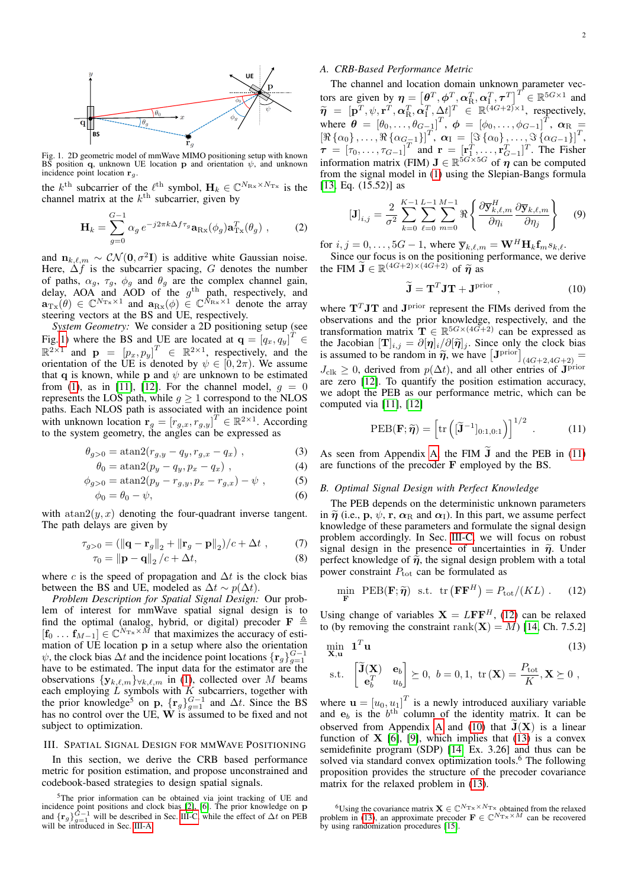Fig. 1. 2D geometric model of mmWave MIMO positioning setup with known BS position $\mathbf{q}$, unknown UE location $\mathbf{p}$ and orientation $\psi$, and unknown incidence point location $\mathbf{r}_g$.

the $k^{\text{th}}$ subcarrier of the $\ell^{\text{th}}$ symbol, $\mathbf{H}_k \in \mathbb{C}^{N_{\text{Rx}} \times N_{\text{Tx}}}$ is the channel matrix at the $k^{\text{th}}$ subcarrier, given by

$$\mathbf{H}_k = \sum_{g=0}^{G-1} \alpha_g \, e^{-j2\pi k \Delta f \tau_g} \mathbf{a}_{\text{Rx}}(\phi_g) \mathbf{a}_{\text{Tx}}^T(\theta_g) \ , \tag{2}$$

and $\mathbf{n}_{k,\ell,m} \sim \mathcal{CN}(\mathbf{0}, \sigma^2 \mathbf{I})$ is additive white Gaussian noise. Here, $\Delta f$ is the subcarrier spacing, $G$ denotes the number of paths, $\alpha_g$, $\tau_g$, $\phi_g$ and $\theta_g$ are the complex channel gain, delay, AOA and AOD of the $g^{\text{th}}$ path, respectively, and $\mathbf{a}_{\text{Tx}}(\theta) \in \mathbb{C}^{N_{\text{Tx}} \times 1}$ and $\mathbf{a}_{\text{Rx}}(\phi) \in \mathbb{C}^{N_{\text{Rx}} \times 1}$ denote the array steering vectors at the BS and UE, respectively.

*System Geometry:* We consider a 2D positioning setup (see Fig. 1) where the BS and UE are located at $\mathbf{q} = [q_x, q_y]^T \in \mathbb{R}^{2\times 1}$ and $\mathbf{p} = [p_x, p_y]^T \in \mathbb{R}^{2\times 1}$, respectively, and the orientation of the UE is denoted by $\psi \in [0, 2\pi)$. We assume that $\mathbf{q}$ is known, while $\mathbf{p}$ and $\psi$ are unknown to be estimated from (1), as in [11], [12]. For the channel model, $g = 0$ represents the LOS path, while $g \geq 1$ correspond to the NLOS paths. Each NLOS path is associated with an incidence point with unknown location $\mathbf{r}_g = [r_{g,x}, r_{g,y}]^T \in \mathbb{R}^{2\times 1}$. According to the system geometry, the angles can be expressed as

$$\theta_{g>0} = \text{atan2}(r_{g,y} - q_y, r_{g,x} - q_x) \ , \tag{3}$$

$$\theta_0 = \text{atan2}(p_y - q_y, p_x - q_x) \ , \tag{4}$$

$$\phi_{g>0} = \text{atan2}(p_y - r_{g,y}, p_x - r_{g,x}) - \psi \ , \tag{5}$$

$$\phi_0 = \theta_0 - \psi, \tag{6}$$

with $\text{atan2}(y, x)$ denoting the four-quadrant inverse tangent. The path delays are given by

$$\tau_{g>0} = (\|\mathbf{q} - \mathbf{r}_g\|_2 + \|\mathbf{r}_g - \mathbf{p}\|_2)/c + \Delta t \ , \tag{7}$$

$$\tau_0 = \|\mathbf{p} - \mathbf{q}\|_2 /c + \Delta t, \tag{8}$$

where $c$ is the speed of propagation and $\Delta t$ is the clock bias between the BS and UE, modeled as $\Delta t \sim p(\Delta t)$.

*Problem Description for Spatial Signal Design:* Our problem of interest for mmWave spatial signal design is to find the optimal (analog, hybrid, or digital) precoder $\mathbf{F} \triangleq [\mathbf{f}_0 \ \ldots \ \mathbf{f}_{M-1}] \in \mathbb{C}^{N_{\text{Tx}} \times M}$ that maximizes the accuracy of estimation of UE location $\mathbf{p}$ in a setup where also the orientation $\psi$, the clock bias $\Delta t$ and the incidence point locations $\{\mathbf{r}_g\}_{g=1}^{G-1}$ have to be estimated. The input data for the estimator are the observations $\{\mathbf{y}_{k,\ell,m}\}_{\forall k,\ell,m}$ in (1), collected over $M$ beams each employing $L$ symbols with $K$ subcarriers, together with the prior knowledge[5] on $\mathbf{p}$, $\{\mathbf{r}_g\}_{g=1}^{G-1}$ and $\Delta t$. Since the BS has no control over the UE, $\mathbf{W}$ is assumed to be fixed and not subject to optimization.

## III. Spatial Signal Design for mmWave Positioning

In this section, we derive the CRB based performance metric for position estimation, and propose unconstrained and codebook-based strategies to design spatial signals.

### A. CRB-Based Performance Metric

The channel and location domain unknown parameter vectors are given by $\boldsymbol{\eta} = [\boldsymbol{\theta}^T, \boldsymbol{\phi}^T, \boldsymbol{\alpha}_{\text{R}}^T, \boldsymbol{\alpha}_{\text{I}}^T, \boldsymbol{\tau}^T]^T \in \mathbb{R}^{5G\times 1}$ and $\widetilde{\boldsymbol{\eta}} = [\mathbf{p}^T, \psi, \mathbf{r}^T, \boldsymbol{\alpha}_{\text{R}}^T, \boldsymbol{\alpha}_{\text{I}}^T, \Delta t]^T \in \mathbb{R}^{(4G+2)\times 1}$, respectively, where $\boldsymbol{\theta} = [\theta_0, \ldots, \theta_{G-1}]^T$, $\boldsymbol{\phi} = [\phi_0, \ldots, \phi_{G-1}]^T$, $\boldsymbol{\alpha}_{\text{R}} = [\Re\{\alpha_0\}, \ldots, \Re\{\alpha_{G-1}\}]^T$, $\boldsymbol{\alpha}_{\text{I}} = [\Im\{\alpha_0\}, \ldots, \Im\{\alpha_{G-1}\}]^T$, $\boldsymbol{\tau} = [\tau_0, \ldots, \tau_{G-1}]^T$ and $\mathbf{r} = [\mathbf{r}_1^T, \ldots, \mathbf{r}_{G-1}^T]^T$. The Fisher information matrix (FIM) $\mathbf{J} \in \mathbb{R}^{5G\times 5G}$ of $\boldsymbol{\eta}$ can be computed from the signal model in (1) using the Slepian-Bangs formula [13, Eq. (15.52)] as

$$[\mathbf{J}]_{i,j} = \frac{2}{\sigma^2} \sum_{k=0}^{K-1} \sum_{\ell=0}^{L-1} \sum_{m=0}^{M-1} \Re\left\{ \frac{\partial \overline{\mathbf{y}}_{k,\ell,m}^H}{\partial \eta_i} \frac{\partial \overline{\mathbf{y}}_{k,\ell,m}}{\partial \eta_j} \right\} \tag{9}$$

for $i, j = 0, \ldots, 5G-1$, where $\overline{\mathbf{y}}_{k,\ell,m} = \mathbf{W}^H \mathbf{H}_k \mathbf{f}_m s_{k,\ell}$.

Since our focus is on the positioning performance, we derive the FIM $\widetilde{\mathbf{J}} \in \mathbb{R}^{(4G+2)\times(4G+2)}$ of $\widetilde{\boldsymbol{\eta}}$ as

$$\widetilde{\mathbf{J}} = \mathbf{T}^T \mathbf{J} \mathbf{T} + \mathbf{J}^{\text{prior}} \ , \tag{10}$$

where $\mathbf{T}^T \mathbf{J} \mathbf{T}$ and $\mathbf{J}^{\text{prior}}$ represent the FIMs derived from the observations and the prior knowledge, respectively, and the transformation matrix $\mathbf{T} \in \mathbb{R}^{5G\times(4G+2)}$ can be expressed as the Jacobian $[\mathbf{T}]_{i,j} = \partial[\boldsymbol{\eta}]_i / \partial[\widetilde{\boldsymbol{\eta}}]_j$. Since only the clock bias is assumed to be random in $\widetilde{\boldsymbol{\eta}}$, we have $[\mathbf{J}^{\text{prior}}]_{(4G+2,4G+2)} = J_{\text{clk}} \geq 0$, derived from $p(\Delta t)$, and all other entries of $\mathbf{J}^{\text{prior}}$ are zero [12]. To quantify the position estimation accuracy, we adopt the PEB as our performance metric, which can be computed via [11], [12]

$$\text{PEB}(\mathbf{F}; \widetilde{\boldsymbol{\eta}}) = \left[ \text{tr}\left( [\widetilde{\mathbf{J}}^{-1}]_{0:1,0:1} \right) \right]^{1/2} \ . \tag{11}$$

As seen from Appendix A, the FIM $\widetilde{\mathbf{J}}$ and the PEB in (11) are functions of the precoder $\mathbf{F}$ employed by the BS.

### B. Optimal Signal Design with Perfect Knowledge

The PEB depends on the deterministic unknown parameters in $\widetilde{\boldsymbol{\eta}}$ (i.e., $\mathbf{p}$, $\psi$, $\mathbf{r}$, $\boldsymbol{\alpha}_{\text{R}}$ and $\boldsymbol{\alpha}_{\text{I}}$). In this part, we assume perfect knowledge of these parameters and formulate the signal design problem accordingly. In Sec. III-C, we will focus on robust signal design in the presence of uncertainties in $\widetilde{\boldsymbol{\eta}}$. Under perfect knowledge of $\widetilde{\boldsymbol{\eta}}$, the signal design problem with a total power constraint $P_{\text{tot}}$ can be formulated as

$$\min_{\mathbf{F}} \ \text{PEB}(\mathbf{F}; \widetilde{\boldsymbol{\eta}}) \ \text{ s.t. } \ \text{tr}\left(\mathbf{F}\mathbf{F}^H\right) = P_{\text{tot}}/(KL) \ . \tag{12}$$

Using change of variables $\mathbf{X} = L\mathbf{F}\mathbf{F}^H$, (12) can be relaxed to (by removing the constraint $\text{rank}(\mathbf{X}) = M$) [14, Ch. 7.5.2]

$$\begin{aligned} \min_{\mathbf{X}, \mathbf{u}} \ & \mathbf{1}^T \mathbf{u} \\ \text{s.t.} \ & \begin{bmatrix} \widetilde{\mathbf{J}}(\mathbf{X}) & \mathbf{e}_b \\ \mathbf{e}_b^T & u_b \end{bmatrix} \succeq 0, \ b = 0, 1, \ \text{tr}\left(\mathbf{X}\right) = \frac{P_{\text{tot}}}{K}, \mathbf{X} \succeq 0 \ , \end{aligned} \tag{13}$$

where $\mathbf{u} = [u_0, u_1]^T$ is a newly introduced auxiliary variable and $\mathbf{e}_b$ is the $b^{\text{th}}$ column of the identity matrix. It can be observed from Appendix A and (10) that $\widetilde{\mathbf{J}}(\mathbf{X})$ is a linear function of $\mathbf{X}$ [6], [9], which implies that (13) is a convex semidefinite program (SDP) [14, Ex. 3.26] and thus can be solved via standard convex optimization tools.[6] The following proposition provides the structure of the precoder covariance matrix for the relaxed problem in (13).

[5] The prior information can be obtained via joint tracking of UE and incidence point positions and clock bias [2], [6]. The prior knowledge on $\mathbf{p}$ and $\{\mathbf{r}_g\}_{g=1}^{G-1}$ will be described in Sec. III-C, while the effect of $\Delta t$ on PEB will be introduced in Sec. III-A.

[6] Using the covariance matrix $\mathbf{X} \in \mathbb{C}^{N_{\text{Tx}} \times N_{\text{Tx}}}$ obtained from the relaxed problem in (13), an approximate precoder $\mathbf{F} \in \mathbb{C}^{N_{\text{Tx}} \times M}$ can be recovered by using randomization procedures [15].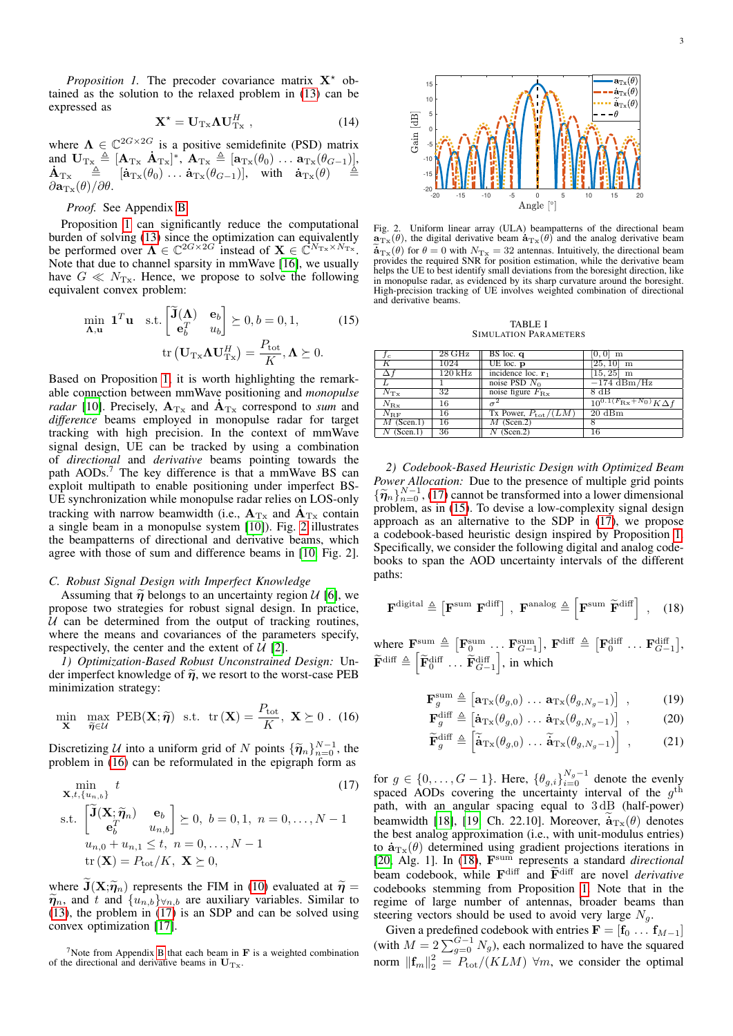*Proposition 1.* The precoder covariance matrix $\mathbf{X}^\star$ obtained as the solution to the relaxed problem in (13) can be expressed as

$$\mathbf{X}^\star = \mathbf{U}_{\text{Tx}} \mathbf{\Lambda} \mathbf{U}_{\text{Tx}}^H \ , \tag{14}$$

where $\mathbf{\Lambda} \in \mathbb{C}^{2G \times 2G}$ is a positive semidefinite (PSD) matrix and $\mathbf{U}_{\text{Tx}} \triangleq [\mathbf{A}_{\text{Tx}} \ \dot{\mathbf{A}}_{\text{Tx}}]^*$, $\mathbf{A}_{\text{Tx}} \triangleq [\mathbf{a}_{\text{Tx}}(\theta_0) \dots \mathbf{a}_{\text{Tx}}(\theta_{G-1})]$, $\dot{\mathbf{A}}_{\text{Tx}} \triangleq [\dot{\mathbf{a}}_{\text{Tx}}(\theta_0) \dots \dot{\mathbf{a}}_{\text{Tx}}(\theta_{G-1})]$, with $\dot{\mathbf{a}}_{\text{Tx}}(\theta) \triangleq \partial \mathbf{a}_{\text{Tx}}(\theta)/\partial\theta$.

*Proof.* See Appendix B.

Proposition 1 can significantly reduce the computational burden of solving (13) since the optimization can equivalently be performed over $\mathbf{\Lambda} \in \mathbb{C}^{2G \times 2G}$ instead of $\mathbf{X} \in \mathbb{C}^{N_{\text{Tx}} \times N_{\text{Tx}}}$. Note that due to channel sparsity in mmWave [16], we usually have $G \ll N_{\text{Tx}}$. Hence, we propose to solve the following equivalent convex problem:

$$\min_{\mathbf{\Lambda}, \mathbf{u}} \ \mathbf{1}^T \mathbf{u} \quad \text{s.t.} \begin{bmatrix} \widetilde{\mathbf{J}}(\mathbf{\Lambda}) & \mathbf{e}_b \\ \mathbf{e}_b^T & u_b \end{bmatrix} \succeq 0, b = 0, 1, \tag{15}$$
$$\operatorname{tr}\left(\mathbf{U}_{\text{Tx}} \mathbf{\Lambda} \mathbf{U}_{\text{Tx}}^H\right) = \frac{P_{\text{tot}}}{K}, \mathbf{\Lambda} \succeq 0.$$

Based on Proposition 1, it is worth highlighting the remarkable connection between mmWave positioning and *monopulse radar* [10]. Precisely, $\mathbf{A}_{\text{Tx}}$ and $\dot{\mathbf{A}}_{\text{Tx}}$ correspond to *sum* and *difference* beams employed in monopulse radar for target tracking with high precision. In the context of mmWave signal design, UE can be tracked by using a combination of *directional* and *derivative* beams pointing towards the path AODs.[7] The key difference is that a mmWave BS can exploit multipath to enable positioning under imperfect BS-UE synchronization while monopulse radar relies on LOS-only tracking with narrow beamwidth (i.e., $\mathbf{A}_{\text{Tx}}$ and $\dot{\mathbf{A}}_{\text{Tx}}$ contain a single beam in a monopulse system [10]). Fig. 2 illustrates the beampatterns of directional and derivative beams, which agree with those of sum and difference beams in [10, Fig. 2].

### C. Robust Signal Design with Imperfect Knowledge

Assuming that $\widetilde{\boldsymbol{\eta}}$ belongs to an uncertainty region $\mathcal{U}$ [6], we propose two strategies for robust signal design. In practice, $\mathcal{U}$ can be determined from the output of tracking routines, where the means and covariances of the parameters specify, respectively, the center and the extent of $\mathcal{U}$ [2].

*1) Optimization-Based Robust Unconstrained Design:* Under imperfect knowledge of $\widetilde{\boldsymbol{\eta}}$, we resort to the worst-case PEB minimization strategy:

$$\min_{\mathbf{X}} \ \max_{\widetilde{\boldsymbol{\eta}} \in \mathcal{U}} \ \text{PEB}(\mathbf{X}; \widetilde{\boldsymbol{\eta}}) \ \text{ s.t. } \ \operatorname{tr}(\mathbf{X}) = \frac{P_{\text{tot}}}{K}, \ \mathbf{X} \succeq 0 \ . \tag{16}$$

Discretizing $\mathcal{U}$ into a uniform grid of $N$ points $\{\widetilde{\boldsymbol{\eta}}_n\}_{n=0}^{N-1}$, the problem in (16) can be reformulated in the epigraph form as

$$\min_{\mathbf{X}, t, \{u_{n,b}\}} \ t \tag{17}$$
$$\text{s.t.} \ \begin{bmatrix} \widetilde{\mathbf{J}}(\mathbf{X}; \widetilde{\boldsymbol{\eta}}_n) & \mathbf{e}_b \\ \mathbf{e}_b^T & u_{n,b} \end{bmatrix} \succeq 0, \ b = 0, 1, \ n = 0, \dots, N-1$$
$$u_{n,0} + u_{n,1} \leq t, \ n = 0, \dots, N-1$$
$$\operatorname{tr}(\mathbf{X}) = P_{\text{tot}}/K, \ \mathbf{X} \succeq 0,$$

where $\widetilde{\mathbf{J}}(\mathbf{X}; \widetilde{\boldsymbol{\eta}}_n)$ represents the FIM in (10) evaluated at $\widetilde{\boldsymbol{\eta}} = \widetilde{\boldsymbol{\eta}}_n$, and $t$ and $\{u_{n,b}\}_{\forall n,b}$ are auxiliary variables. Similar to (13), the problem in (17) is an SDP and can be solved using convex optimization [17].

[7] Note from Appendix B that each beam in $\mathbf{F}$ is a weighted combination of the directional and derivative beams in $\mathbf{U}_{\text{Tx}}$.

Fig. 2. Uniform linear array (ULA) beampatterns of the directional beam $\mathbf{a}_{\text{Tx}}(\theta)$, the digital derivative beam $\dot{\mathbf{a}}_{\text{Tx}}(\theta)$ and the analog derivative beam $\widetilde{\dot{\mathbf{a}}}_{\text{Tx}}(\theta)$ for $\theta = 0$ with $N_{\text{Tx}} = 32$ antennas. Intuitively, the directional beam provides the required SNR for position estimation, while the derivative beam helps the UE to best identify small deviations from the boresight direction, like in monopulse radar, as evidenced by its sharp curvature around the boresight. High-precision tracking of UE involves weighted combination of directional and derivative beams.

TABLE I
SIMULATION PARAMETERS

| | | | |
|---|---|---|---|
| $f_c$ | 28 GHz | BS loc. $\mathbf{q}$ | $[0, 0]$ m |
| $K$ | 1024 | UE loc. $\mathbf{p}$ | $[25, 10]$ m |
| $\Delta f$ | 120 kHz | incidence loc. $\mathbf{r}_1$ | $[15, 25]$ m |
| $L$ | 1 | noise PSD $N_0$ | $-174$ dBm/Hz |
| $N_{\text{Tx}}$ | 32 | noise figure $F_{\text{Rx}}$ | 8 dB |
| $N_{\text{Rx}}$ | 16 | $\sigma^2$ | $10^{0.1(F_{\text{Rx}}+N_0)} K \Delta f$ |
| $N_{\text{RF}}$ | 16 | Tx Power, $P_{\text{tot}}/(LM)$ | 20 dBm |
| $M$ (Scen.1) | 16 | $M$ (Scen.2) | 8 |
| $N$ (Scen.1) | 36 | $N$ (Scen.2) | 16 |

*2) Codebook-Based Heuristic Design with Optimized Beam Power Allocation:* Due to the presence of multiple grid points $\{\widetilde{\boldsymbol{\eta}}_n\}_{n=0}^{N-1}$, (17) cannot be transformed into a lower dimensional problem, as in (15). To devise a low-complexity signal design approach as an alternative to the SDP in (17), we propose a codebook-based heuristic design inspired by Proposition 1. Specifically, we consider the following digital and analog codebooks to span the AOD uncertainty intervals of the different paths:

$$\mathbf{F}^{\text{digital}} \triangleq \left[\mathbf{F}^{\text{sum}} \ \mathbf{F}^{\text{diff}}\right] \ , \ \mathbf{F}^{\text{analog}} \triangleq \left[\mathbf{F}^{\text{sum}} \ \widetilde{\mathbf{F}}^{\text{diff}}\right] \ , \tag{18}$$

where $\mathbf{F}^{\text{sum}} \triangleq \left[\mathbf{F}_0^{\text{sum}} \dots \mathbf{F}_{G-1}^{\text{sum}}\right]$, $\mathbf{F}^{\text{diff}} \triangleq \left[\mathbf{F}_0^{\text{diff}} \dots \mathbf{F}_{G-1}^{\text{diff}}\right]$, $\widetilde{\mathbf{F}}^{\text{diff}} \triangleq \left[\widetilde{\mathbf{F}}_0^{\text{diff}} \dots \widetilde{\mathbf{F}}_{G-1}^{\text{diff}}\right]$, in which

$$\mathbf{F}_g^{\text{sum}} \triangleq \left[\mathbf{a}_{\text{Tx}}(\theta_{g,0}) \dots \mathbf{a}_{\text{Tx}}(\theta_{g,N_g-1})\right] \ , \tag{19}$$
$$\mathbf{F}_g^{\text{diff}} \triangleq \left[\dot{\mathbf{a}}_{\text{Tx}}(\theta_{g,0}) \dots \dot{\mathbf{a}}_{\text{Tx}}(\theta_{g,N_g-1})\right] \ , \tag{20}$$
$$\widetilde{\mathbf{F}}_g^{\text{diff}} \triangleq \left[\widetilde{\dot{\mathbf{a}}}_{\text{Tx}}(\theta_{g,0}) \dots \widetilde{\dot{\mathbf{a}}}_{\text{Tx}}(\theta_{g,N_g-1})\right] \ , \tag{21}$$

for $g \in \{0, \dots, G-1\}$. Here, $\{\theta_{g,i}\}_{i=0}^{N_g-1}$ denote the evenly spaced AODs covering the uncertainty interval of the $g^{\text{th}}$ path, with an angular spacing equal to 3 dB (half-power) beamwidth [18], [19, Ch. 22.10]. Moreover, $\widetilde{\dot{\mathbf{a}}}_{\text{Tx}}(\theta)$ denotes the best analog approximation (i.e., with unit-modulus entries) to $\dot{\mathbf{a}}_{\text{Tx}}(\theta)$ determined using gradient projections iterations in [20, Alg. 1]. In (18), $\mathbf{F}^{\text{sum}}$ represents a standard *directional* beam codebook, while $\mathbf{F}^{\text{diff}}$ and $\widetilde{\mathbf{F}}^{\text{diff}}$ are novel *derivative* codebooks stemming from Proposition 1. Note that in the regime of large number of antennas, broader beams than steering vectors should be used to avoid very large $N_g$.

Given a predefined codebook with entries $\mathbf{F} = [\mathbf{f}_0 \dots \mathbf{f}_{M-1}]$ (with $M = 2\sum_{g=0}^{G-1} N_g$), each normalized to have the squared norm $\|\mathbf{f}_m\|_2^2 = P_{\text{tot}}/(KLM)$ $\forall m$, we consider the optimal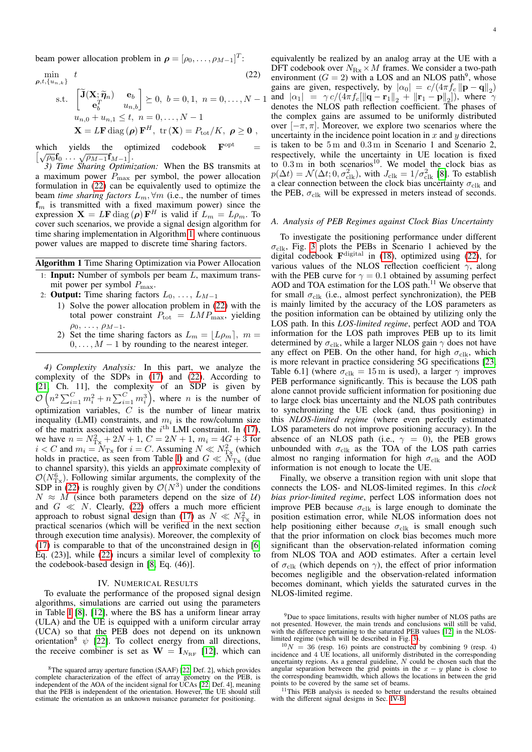beam power allocation problem in $\boldsymbol{\rho} = [\rho_0, \ldots, \rho_{M-1}]^T$:

$$
\begin{aligned}
\min_{\boldsymbol{\rho}, t, \{u_{n,k}\}} \quad & t \qquad\qquad (22)\\
\text{s.t.} \quad & \begin{bmatrix} \widetilde{\mathbf{J}}(\mathbf{X}; \widetilde{\boldsymbol{\eta}}_n) & \mathbf{e}_b \\ \mathbf{e}_b^T & u_{n,b} \end{bmatrix} \succeq 0, \; b = 0, 1, \; n = 0, \ldots, N-1 \\
& u_{n,0} + u_{n,1} \leq t, \; n = 0, \ldots, N-1 \\
& \mathbf{X} = L\mathbf{F} \operatorname{diag}(\boldsymbol{\rho}) \mathbf{F}^H, \; \operatorname{tr}(\mathbf{X}) = P_{\text{tot}}/K, \; \boldsymbol{\rho} \geq \mathbf{0},
\end{aligned}
$$

which yields the optimized codebook $\mathbf{F}^{\text{opt}} = \left[\sqrt{\rho_0}\mathbf{f}_0 \, \ldots \, \sqrt{\rho_{M-1}}\mathbf{f}_{M-1}\right]$.

*3) Time Sharing Optimization:* When the BS transmits at a maximum power $P_{\max}$ per symbol, the power allocation formulation in (22) can be equivalently used to optimize the beam *time sharing factors* $L_m, \forall m$ (i.e., the number of times $\mathbf{f}_m$ is transmitted with a fixed maximum power) since the expression $\mathbf{X} = L\mathbf{F} \operatorname{diag}(\boldsymbol{\rho}) \mathbf{F}^H$ is valid if $L_m = L\rho_m$. To cover such scenarios, we provide a signal design algorithm for time sharing implementation in Algorithm 1, where continuous power values are mapped to discrete time sharing factors.

**Algorithm 1** Time Sharing Optimization via Power Allocation

1: **Input:** Number of symbols per beam $L$, maximum transmit power per symbol $P_{\max}$.
2: **Output:** Time sharing factors $L_0, \ldots, L_{M-1}$
   1) Solve the power allocation problem in (22) with the total power constraint $P_{\text{tot}} = LMP_{\max}$, yielding $\rho_0, \ldots, \rho_{M-1}$.
   2) Set the time sharing factors as $L_m = \lfloor L\rho_m \rceil$, $m = 0, \ldots, M-1$ by rounding to the nearest integer.

*4) Complexity Analysis:* In this part, we analyze the complexity of the SDPs in (17) and (22). According to [21, Ch. 11], the complexity of an SDP is given by $\mathcal{O}\left(n^2 \sum_{i=1}^{C} m_i^2 + n \sum_{i=1}^{C} m_i^3\right)$, where $n$ is the number of optimization variables, $C$ is the number of linear matrix inequality (LMI) constraints, and $m_i$ is the row/column size of the matrix associated with the $i^{\text{th}}$ LMI constraint. In (17), we have $n = N_{\text{Tx}}^2 + 2N + 1$, $C = 2N + 1$, $m_i = 4G + 3$ for $i < C$ and $m_i = N_{\text{Tx}}$ for $i = C$. Assuming $N \ll N_{\text{Tx}}^2$ (which holds in practice, as seen from Table I) and $G \ll N_{\text{Tx}}$ (due to channel sparsity), this yields an approximate complexity of $\mathcal{O}(N_{\text{Tx}}^6)$. Following similar arguments, the complexity of the SDP in (22) is roughly given by $\mathcal{O}(N^3)$ under the conditions $N \approx M$ (since both parameters depend on the size of $\mathcal{U}$) and $G \ll N$. Clearly, (22) offers a much more efficient approach to robust signal design than (17) as $N \ll N_{\text{Tx}}^2$ in practical scenarios (which will be verified in the next section through execution time analysis). Moreover, the complexity of (17) is comparable to that of the unconstrained design in [6, Eq. (23)], while (22) incurs a similar level of complexity to the codebook-based design in [8, Eq. (46)].

## IV. Numerical Results

To evaluate the performance of the proposed signal design algorithms, simulations are carried out using the parameters in Table I [8], [12], where the BS has a uniform linear array (ULA) and the UE is equipped with a uniform circular array (UCA) so that the PEB does not depend on its unknown orientation[8] $\psi$ [22]. To collect energy from all directions, the receive combiner is set as $\mathbf{W} = \mathbf{I}_{N_{\text{RF}}}$ [12], which can equivalently be realized by an analog array at the UE with a DFT codebook over $N_{\text{Rx}} \times M$ frames. We consider a two-path environment ($G = 2$) with a LOS and an NLOS path[9], whose gains are given, respectively, by $|\alpha_0| = c/(4\pi f_c \|\mathbf{p} - \mathbf{q}\|_2)$ and $|\alpha_1| = \gamma\, c/(4\pi f_c [\|\mathbf{q} - \mathbf{r}_1\|_2 + \|\mathbf{r}_1 - \mathbf{p}\|_2])$, where $\gamma$ denotes the NLOS path reflection coefficient. The phases of the complex gains are assumed to be uniformly distributed over $[-\pi, \pi]$. Moreover, we explore two scenarios where the uncertainty in the incidence point location in $x$ and $y$ directions is taken to be $5\,\text{m}$ and $0.3\,\text{m}$ in Scenario 1 and Scenario 2, respectively, while the uncertainty in UE location is fixed to $0.3\,\text{m}$ in both scenarios[10]. We model the clock bias as $p(\Delta t) = \mathcal{N}(\Delta t; 0, \sigma_{\text{clk}}^2)$, with $J_{\text{clk}} = 1/\sigma_{\text{clk}}^2$ [8]. To establish a clear connection between the clock bias uncertainty $\sigma_{\text{clk}}$ and the PEB, $\sigma_{\text{clk}}$ will be expressed in meters instead of seconds.

### A. Analysis of PEB Regimes against Clock Bias Uncertainty

To investigate the positioning performance under different $\sigma_{\text{clk}}$, Fig. 3 plots the PEBs in Scenario 1 achieved by the digital codebook $\mathbf{F}^{\text{digital}}$ in (18), optimized using (22), for various values of the NLOS reflection coefficient $\gamma$, along with the PEB curve for $\gamma = 0.1$ obtained by assuming perfect AOD and TOA estimation for the LOS path.[11] We observe that for small $\sigma_{\text{clk}}$ (i.e., almost perfect synchronization), the PEB is mainly limited by the accuracy of the LOS parameters as the position information can be obtained by utilizing only the LOS path. In this *LOS-limited regime*, perfect AOD and TOA information for the LOS path improves PEB up to its limit determined by $\sigma_{\text{clk}}$, while a larger NLOS gain $\gamma$ does not have any effect on PEB. On the other hand, for high $\sigma_{\text{clk}}$, which is more relevant in practice considering 5G specifications [23, Table 6.1] (where $\sigma_{\text{clk}} = 15\,\text{m}$ is used), a larger $\gamma$ improves PEB performance significantly. This is because the LOS path alone cannot provide sufficient information for positioning due to large clock bias uncertainty and the NLOS path contributes to synchronizing the UE clock (and, thus positioning) in this *NLOS-limited regime* (where even perfectly estimated LOS parameters do not improve positioning accuracy). In the absence of an NLOS path (i.e., $\gamma = 0$), the PEB grows unbounded with $\sigma_{\text{clk}}$ as the TOA of the LOS path carries almost no ranging information for high $\sigma_{\text{clk}}$ and the AOD information is not enough to locate the UE.

Finally, we observe a transition region with unit slope that connects the LOS- and NLOS-limited regimes. In this *clock bias prior-limited regime*, perfect LOS information does not improve PEB because $\sigma_{\text{clk}}$ is large enough to dominate the position estimation error, while NLOS information does not help positioning either because $\sigma_{\text{clk}}$ is small enough such that the prior information on clock bias becomes much more significant than the observation-related information coming from NLOS TOA and AOD estimates. After a certain level of $\sigma_{\text{clk}}$ (which depends on $\gamma$), the effect of prior information becomes negligible and the observation-related information becomes dominant, which yields the saturated curves in the NLOS-limited regime.

---

[8] The squared array aperture function (SAAF) [22, Def. 2], which provides complete characterization of the effect of array geometry on the PEB, is independent of the AOA of the incident signal for UCAs [22, Def. 4], meaning that the PEB is independent of the orientation. However, the UE should still estimate the orientation as an unknown nuisance parameter for positioning.

[9] Due to space limitations, results with higher number of NLOS paths are not presented. However, the main trends and conclusions will still be valid, with the difference pertaining to the saturated PEB values [12] in the NLOS-limited regime (which will be described in Fig. 3).

[10] $N = 36$ (resp. 16) points are constructed by combining 9 (resp. 4) incidence and 4 UE locations, all uniformly distributed in the corresponding uncertainty regions. As a general guideline, $N$ could be chosen such that the angular separation between the grid points in the $x-y$ plane is close to the corresponding beamwidth, which allows the locations in between the grid points to be covered by the same set of beams.

[11] This PEB analysis is needed to better understand the results obtained with the different signal designs in Sec. IV-B.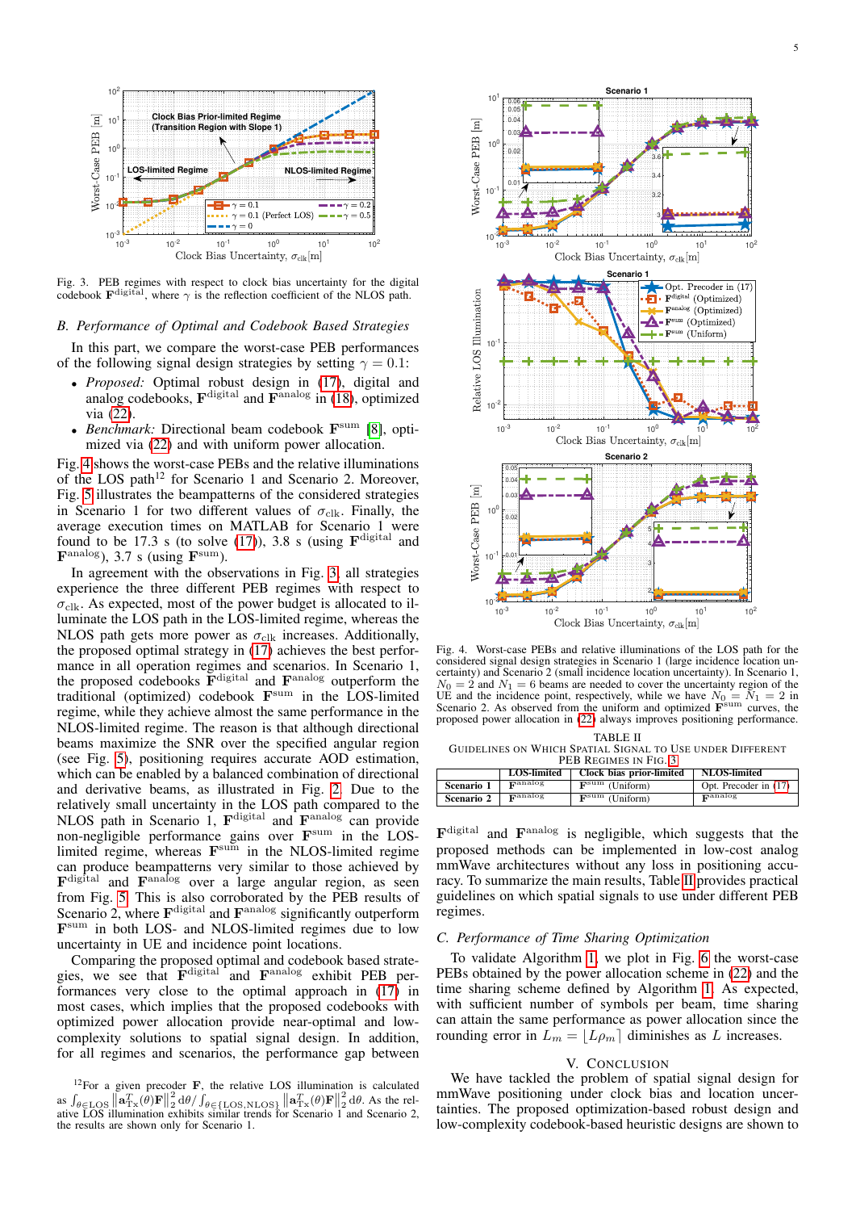Fig. 3. PEB regimes with respect to clock bias uncertainty for the digital codebook $\mathbf{F}^{\text{digital}}$, where $\gamma$ is the reflection coefficient of the NLOS path.

### B. Performance of Optimal and Codebook Based Strategies

In this part, we compare the worst-case PEB performances of the following signal design strategies by setting $\gamma = 0.1$:

- *Proposed:* Optimal robust design in (17), digital and analog codebooks, $\mathbf{F}^{\text{digital}}$ and $\mathbf{F}^{\text{analog}}$ in (18), optimized via (22).
- *Benchmark:* Directional beam codebook $\mathbf{F}^{\text{sum}}$ [8], optimized via (22) and with uniform power allocation.

Fig. 4 shows the worst-case PEBs and the relative illuminations of the LOS path[12] for Scenario 1 and Scenario 2. Moreover, Fig. 5 illustrates the beampatterns of the considered strategies in Scenario 1 for two different values of $\sigma_{\text{clk}}$. Finally, the average execution times on MATLAB for Scenario 1 were found to be 17.3 s (to solve (17)), 3.8 s (using $\mathbf{F}^{\text{digital}}$ and $\mathbf{F}^{\text{analog}}$), 3.7 s (using $\mathbf{F}^{\text{sum}}$).

In agreement with the observations in Fig. 3, all strategies experience the three different PEB regimes with respect to $\sigma_{\text{clk}}$. As expected, most of the power budget is allocated to illuminate the LOS path in the LOS-limited regime, whereas the NLOS path gets more power as $\sigma_{\text{clk}}$ increases. Additionally, the proposed optimal strategy in (17) achieves the best performance in all operation regimes and scenarios. In Scenario 1, the proposed codebooks $\mathbf{F}^{\text{digital}}$ and $\mathbf{F}^{\text{analog}}$ outperform the traditional (optimized) codebook $\mathbf{F}^{\text{sum}}$ in the LOS-limited regime, while they achieve almost the same performance in the NLOS-limited regime. The reason is that although directional beams maximize the SNR over the specified angular region (see Fig. 5), positioning requires accurate AOD estimation, which can be enabled by a balanced combination of directional and derivative beams, as illustrated in Fig. 2. Due to the relatively small uncertainty in the LOS path compared to the NLOS path in Scenario 1, $\mathbf{F}^{\text{digital}}$ and $\mathbf{F}^{\text{analog}}$ can provide non-negligible performance gains over $\mathbf{F}^{\text{sum}}$ in the LOS-limited regime, whereas $\mathbf{F}^{\text{sum}}$ in the NLOS-limited regime can produce beampatterns very similar to those achieved by $\mathbf{F}^{\text{digital}}$ and $\mathbf{F}^{\text{analog}}$ over a large angular region, as seen from Fig. 5. This is also corroborated by the PEB results of Scenario 2, where $\mathbf{F}^{\text{digital}}$ and $\mathbf{F}^{\text{analog}}$ significantly outperform $\mathbf{F}^{\text{sum}}$ in both LOS- and NLOS-limited regimes due to low uncertainty in UE and incidence point locations.

Comparing the proposed optimal and codebook based strategies, we see that $\mathbf{F}^{\text{digital}}$ and $\mathbf{F}^{\text{analog}}$ exhibit PEB performances very close to the optimal approach in (17) in most cases, which implies that the proposed codebooks with optimized power allocation provide near-optimal and low-complexity solutions to spatial signal design. In addition, for all regimes and scenarios, the performance gap between $\mathbf{F}^{\text{digital}}$ and $\mathbf{F}^{\text{analog}}$ is negligible, which suggests that the proposed methods can be implemented in low-cost analog mmWave architectures without any loss in positioning accuracy. To summarize the main results, Table II provides practical guidelines on which spatial signals to use under different PEB regimes.

[12] For a given precoder $\mathbf{F}$, the relative LOS illumination is calculated as $\int_{\theta\in\text{LOS}} \left\|\mathbf{a}_{\text{Tx}}^T(\theta)\mathbf{F}\right\|_2^2 d\theta / \int_{\theta\in\{\text{LOS},\text{NLOS}\}} \left\|\mathbf{a}_{\text{Tx}}^T(\theta)\mathbf{F}\right\|_2^2 d\theta$. As the relative LOS illumination exhibits similar trends for Scenario 1 and Scenario 2, the results are shown only for Scenario 1.

Fig. 4. Worst-case PEBs and relative illuminations of the LOS path for the considered signal design strategies in Scenario 1 (large incidence location uncertainty) and Scenario 2 (small incidence location uncertainty). In Scenario 1, $N_0 = 2$ and $N_1 = 6$ beams are needed to cover the uncertainty region of the UE and the incidence point, respectively, while we have $N_0 = N_1 = 2$ in Scenario 2. As observed from the uniform and optimized $\mathbf{F}^{\text{sum}}$ curves, the proposed power allocation in (22) always improves positioning performance.

TABLE II
GUIDELINES ON WHICH SPATIAL SIGNAL TO USE UNDER DIFFERENT PEB REGIMES IN FIG. 3

| | LOS-limited | Clock bias prior-limited | NLOS-limited |
|---|---|---|---|
| Scenario 1 | $\mathbf{F}^{\text{analog}}$ | $\mathbf{F}^{\text{sum}}$ (Uniform) | Opt. Precoder in (17) |
| Scenario 2 | $\mathbf{F}^{\text{analog}}$ | $\mathbf{F}^{\text{sum}}$ (Uniform) | $\mathbf{F}^{\text{analog}}$ |

### C. Performance of Time Sharing Optimization

To validate Algorithm 1, we plot in Fig. 6 the worst-case PEBs obtained by the power allocation scheme in (22) and the time sharing scheme defined by Algorithm 1. As expected, with sufficient number of symbols per beam, time sharing can attain the same performance as power allocation since the rounding error in $L_m = \lfloor L\rho_m \rceil$ diminishes as $L$ increases.

## V. Conclusion

We have tackled the problem of spatial signal design for mmWave positioning under clock bias and location uncertainties. The proposed optimization-based robust design and low-complexity codebook-based heuristic designs are shown to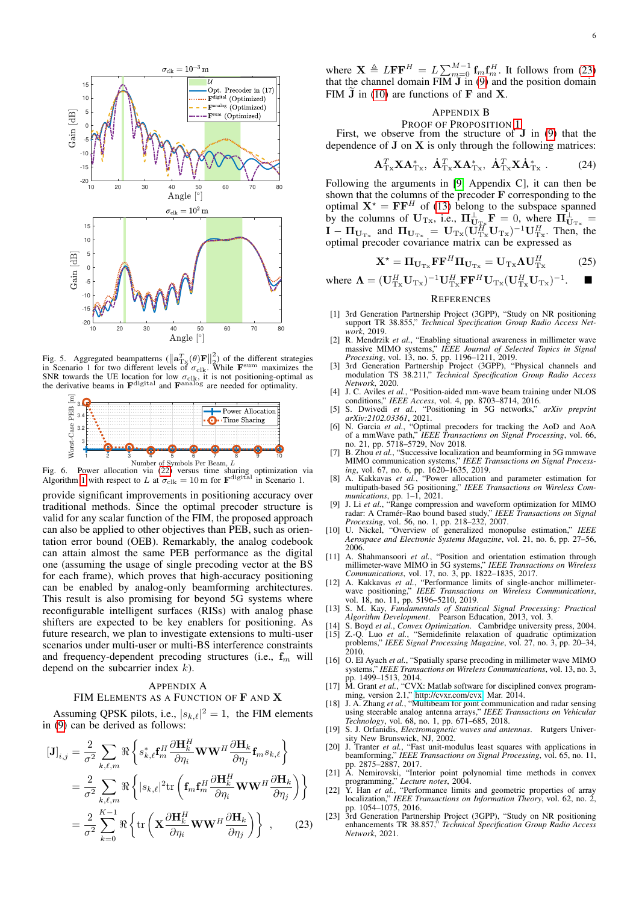$\sigma_{\text{clk}} = 10^{-3}$ m

Gain [dB]

Angle [°]

$\mathcal{U}$

Opt. Precoder in (17)

$\mathbf{F}^{\text{digital}}$ (Optimized)

$\mathbf{F}^{\text{analog}}$ (Optimized)

$\mathbf{F}^{\text{sum}}$ (Optimized)

$\sigma_{\text{clk}} = 10^{2}$ m

Gain [dB]

Angle [°]

Fig. 5. Aggregated beampatterns ($\|\mathbf{a}_{\text{Tx}}^{T}(\theta)\mathbf{F}\|_2^2$) of the different strategies in Scenario 1 for two different levels of $\sigma_{\text{clk}}$. While $\mathbf{F}^{\text{sum}}$ maximizes the SNR towards the UE location for low $\sigma_{\text{clk}}$, it is not positioning-optimal as the derivative beams in $\mathbf{F}^{\text{digital}}$ and $\mathbf{F}^{\text{analog}}$ are needed for optimality.

Worst-Case PEB [m]

Number of Symbols Per Beam, $L$

Power Allocation

Time Sharing

Fig. 6. Power allocation via (22) versus time sharing optimization via Algorithm 1 with respect to $L$ at $\sigma_{\text{clk}} = 10$ m for $\mathbf{F}^{\text{digital}}$ in Scenario 1.

provide significant improvements in positioning accuracy over traditional methods. Since the optimal precoder structure is valid for any scalar function of the FIM, the proposed approach can also be applied to other objectives than PEB, such as orientation error bound (OEB). Remarkably, the analog codebook can attain almost the same PEB performance as the digital one (assuming the usage of single precoding vector at the BS for each frame), which proves that high-accuracy positioning can be enabled by analog-only beamforming architectures. This result is also promising for beyond 5G systems where reconfigurable intelligent surfaces (RISs) with analog phase shifters are expected to be key enablers for positioning. As future research, we plan to investigate extensions to multi-user scenarios under multi-user or multi-BS interference constraints and frequency-dependent precoding structures (i.e., $\mathbf{f}_m$ will depend on the subcarrier index $k$).

## Appendix A
## FIM Elements as a Function of F and X

Assuming QPSK pilots, i.e., $|s_{k,\ell}|^2 = 1$, the FIM elements in (9) can be derived as follows:

$$
\begin{aligned}
[\mathbf{J}]_{i,j} &= \frac{2}{\sigma^2}\sum_{k,\ell,m} \Re\left\{ s_{k,\ell}^{*}\mathbf{f}_m^{H}\frac{\partial \mathbf{H}_k^{H}}{\partial \eta_i}\mathbf{W}\mathbf{W}^{H}\frac{\partial \mathbf{H}_k}{\partial \eta_j}\mathbf{f}_m s_{k,\ell}\right\} \\
&= \frac{2}{\sigma^2}\sum_{k,\ell,m} \Re\left\{ |s_{k,\ell}|^2 \mathrm{tr}\left(\mathbf{f}_m\mathbf{f}_m^{H}\frac{\partial \mathbf{H}_k^{H}}{\partial \eta_i}\mathbf{W}\mathbf{W}^{H}\frac{\partial \mathbf{H}_k}{\partial \eta_j}\right)\right\} \\
&= \frac{2}{\sigma^2}\sum_{k=0}^{K-1} \Re\left\{ \mathrm{tr}\left(\mathbf{X}\frac{\partial \mathbf{H}_k^{H}}{\partial \eta_i}\mathbf{W}\mathbf{W}^{H}\frac{\partial \mathbf{H}_k}{\partial \eta_j}\right)\right\}, \qquad (23)
\end{aligned}
$$

where $\mathbf{X} \triangleq L\mathbf{F}\mathbf{F}^{H} = L\sum_{m=0}^{M-1}\mathbf{f}_m\mathbf{f}_m^{H}$. It follows from (23) that the channel domain FIM $\mathbf{J}$ in (9) and the position domain FIM $\widetilde{\mathbf{J}}$ in (10) are functions of $\mathbf{F}$ and $\mathbf{X}$.

## Appendix B
## Proof of Proposition 1

First, we observe from the structure of $\mathbf{J}$ in (9) that the dependence of $\mathbf{J}$ on $\mathbf{X}$ is only through the following matrices:

$$
\mathbf{A}_{\text{Tx}}^{T}\mathbf{X}\mathbf{A}_{\text{Tx}}^{*},\ \dot{\mathbf{A}}_{\text{Tx}}^{T}\mathbf{X}\mathbf{A}_{\text{Tx}}^{*},\ \dot{\mathbf{A}}_{\text{Tx}}^{T}\mathbf{X}\dot{\mathbf{A}}_{\text{Tx}}^{*}\,. \qquad (24)
$$

Following the arguments in [9, Appendix C], it can then be shown that the columns of the precoder $\mathbf{F}$ corresponding to the optimal $\mathbf{X}^{\star} = \mathbf{F}\mathbf{F}^{H}$ of (13) belong to the subspace spanned by the columns of $\mathbf{U}_{\text{Tx}}$, i.e., $\mathbf{\Pi}_{\mathbf{U}_{\text{Tx}}}^{\perp}\mathbf{F} = 0$, where $\mathbf{\Pi}_{\mathbf{U}_{\text{Tx}}}^{\perp} = \mathbf{I} - \mathbf{\Pi}_{\mathbf{U}_{\text{Tx}}}$ and $\mathbf{\Pi}_{\mathbf{U}_{\text{Tx}}} = \mathbf{U}_{\text{Tx}}(\mathbf{U}_{\text{Tx}}^{H}\mathbf{U}_{\text{Tx}})^{-1}\mathbf{U}_{\text{Tx}}^{H}$. Then, the optimal precoder covariance matrix can be expressed as

$$
\mathbf{X}^{\star} = \mathbf{\Pi}_{\mathbf{U}_{\text{Tx}}}\mathbf{F}\mathbf{F}^{H}\mathbf{\Pi}_{\mathbf{U}_{\text{Tx}}} = \mathbf{U}_{\text{Tx}}\mathbf{\Lambda}\mathbf{U}_{\text{Tx}}^{H} \qquad (25)
$$

where $\mathbf{\Lambda} = (\mathbf{U}_{\text{Tx}}^{H}\mathbf{U}_{\text{Tx}})^{-1}\mathbf{U}_{\text{Tx}}^{H}\mathbf{F}\mathbf{F}^{H}\mathbf{U}_{\text{Tx}}(\mathbf{U}_{\text{Tx}}^{H}\mathbf{U}_{\text{Tx}})^{-1}$. ■

## References

[1] 3rd Generation Partnership Project (3GPP), "Study on NR positioning support TR 38.855," *Technical Specification Group Radio Access Network*, 2019.

[2] R. Mendrzik *et al.*, "Enabling situational awareness in millimeter wave massive MIMO systems," *IEEE Journal of Selected Topics in Signal Processing*, vol. 13, no. 5, pp. 1196–1211, 2019.

[3] 3rd Generation Partnership Project (3GPP), "Physical channels and modulation TS 38.211," *Technical Specification Group Radio Access Network*, 2020.

[4] J. C. Aviles *et al.*, "Position-aided mm-wave beam training under NLOS conditions," *IEEE Access*, vol. 4, pp. 8703–8714, 2016.

[5] S. Dwivedi *et al.*, "Positioning in 5G networks," *arXiv preprint arXiv:2102.03361*, 2021.

[6] N. Garcia *et al.*, "Optimal precoders for tracking the AoD and AoA of a mmWave path," *IEEE Transactions on Signal Processing*, vol. 66, no. 21, pp. 5718–5729, Nov 2018.

[7] B. Zhou *et al.*, "Successive localization and beamforming in 5G mmwave MIMO communication systems," *IEEE Transactions on Signal Processing*, vol. 67, no. 6, pp. 1620–1635, 2019.

[8] A. Kakkavas *et al.*, "Power allocation and parameter estimation for multipath-based 5G positioning," *IEEE Transactions on Wireless Communications*, pp. 1–1, 2021.

[9] J. Li *et al.*, "Range compression and waveform optimization for MIMO radar: A Cramér–Rao bound based study," *IEEE Transactions on Signal Processing*, vol. 56, no. 1, pp. 218–232, 2007.

[10] U. Nickel, "Overview of generalized monopulse estimation," *IEEE Aerospace and Electronic Systems Magazine*, vol. 21, no. 6, pp. 27–56, 2006.

[11] A. Shahmansoori *et al.*, "Position and orientation estimation through millimeter-wave MIMO in 5G systems," *IEEE Transactions on Wireless Communications*, vol. 17, no. 3, pp. 1822–1835, 2017.

[12] A. Kakkavas *et al.*, "Performance limits of single-anchor millimeter-wave positioning," *IEEE Transactions on Wireless Communications*, vol. 18, no. 11, pp. 5196–5210, 2019.

[13] S. M. Kay, *Fundamentals of Statistical Signal Processing: Practical Algorithm Development*. Pearson Education, 2013, vol. 3.

[14] S. Boyd *et al.*, *Convex Optimization*. Cambridge university press, 2004.

[15] Z.-Q. Luo *et al.*, "Semidefinite relaxation of quadratic optimization problems," *IEEE Signal Processing Magazine*, vol. 27, no. 3, pp. 20–34, 2010.

[16] O. El Ayach *et al.*, "Spatially sparse precoding in millimeter wave MIMO systems," *IEEE Transactions on Wireless Communications*, vol. 13, no. 3, pp. 1499–1513, 2014.

[17] M. Grant *et al.*, "CVX: Matlab software for disciplined convex programming, version 2.1," http://cvxr.com/cvx, Mar. 2014.

[18] J. A. Zhang *et al.*, "Multibeam for joint communication and radar sensing using steerable analog antenna arrays," *IEEE Transactions on Vehicular Technology*, vol. 68, no. 1, pp. 671–685, 2018.

[19] S. J. Orfanidis, *Electromagnetic waves and antennas*. Rutgers University New Brunswick, NJ, 2002.

[20] J. Tranter *et al.*, "Fast unit-modulus least squares with applications in beamforming," *IEEE Transactions on Signal Processing*, vol. 65, no. 11, pp. 2875–2887, 2017.

[21] A. Nemirovski, "Interior point polynomial time methods in convex programming," *Lecture notes*, 2004.

[22] Y. Han *et al.*, "Performance limits and geometric properties of array localization," *IEEE Transactions on Information Theory*, vol. 62, no. 2, pp. 1054–1075, 2016.

[23] 3rd Generation Partnership Project (3GPP), "Study on NR positioning enhancements TR 38.857," *Technical Specification Group Radio Access Network*, 2021.